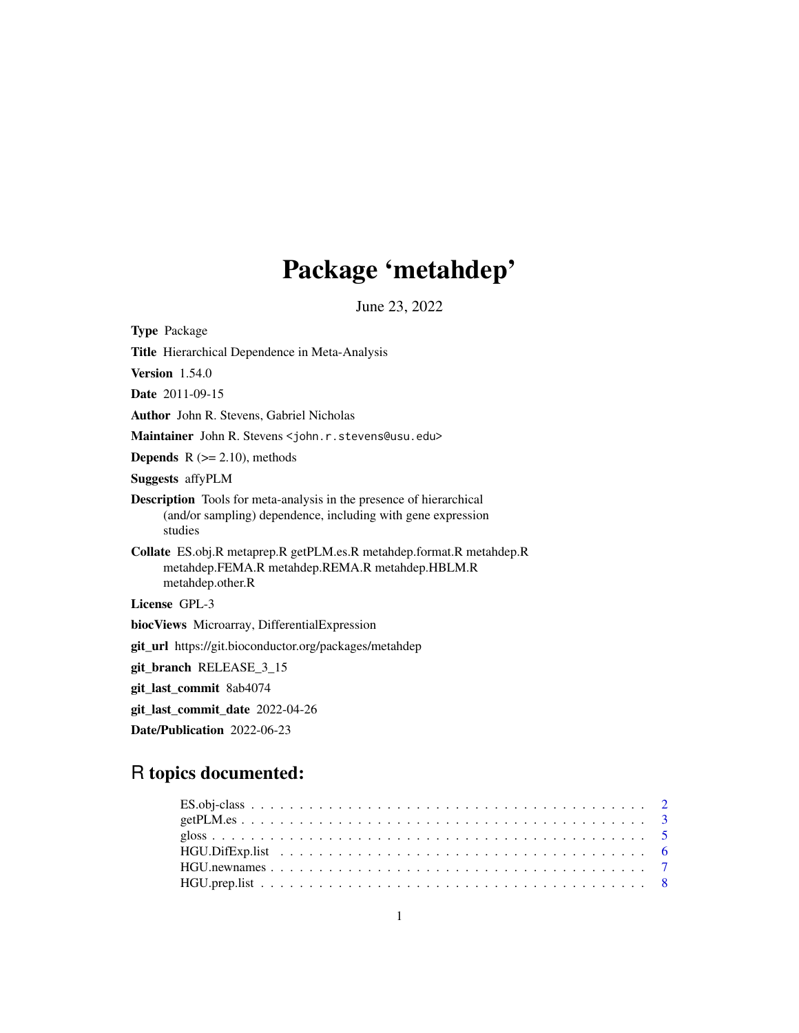# Package 'metahdep'

June 23, 2022

**Type** Package

**Title** Hierarchical Dependence in Meta-Analysis

**Version** 1.54.0

**Date** 2011-09-15

**Author** John R. Stevens, Gabriel Nicholas

**Maintainer** John R. Stevens <john.r.stevens@usu.edu>

**Depends** R (>= 2.10), methods

**Suggests** affyPLM

**Description** Tools for meta-analysis in the presence of hierarchical (and/or sampling) dependence, including with gene expression studies

**Collate** ES.obj.R metaprep.R getPLM.es.R metahdep.format.R metahdep.R metahdep.FEMA.R metahdep.REMA.R metahdep.HBLM.R metahdep.other.R

**License** GPL-3

**biocViews** Microarray, DifferentialExpression

**git_url** https://git.bioconductor.org/packages/metahdep

**git_branch** RELEASE_3_15

**git_last_commit** 8ab4074

**git_last_commit_date** 2022-04-26

**Date/Publication** 2022-06-23

## R topics documented:

ES.obj-class . . . . . . . . . . . . . . . . . . . . . . . . . . . . . . . . . . . . . . . . 2
getPLM.es . . . . . . . . . . . . . . . . . . . . . . . . . . . . . . . . . . . . . . . . 3
gloss . . . . . . . . . . . . . . . . . . . . . . . . . . . . . . . . . . . . . . . . 5
HGU.DifExp.list . . . . . . . . . . . . . . . . . . . . . . . . . . . . . . . . . . . . . . . . 6
HGU.newnames . . . . . . . . . . . . . . . . . . . . . . . . . . . . . . . . . . . . . . . . 7
HGU.prep.list . . . . . . . . . . . . . . . . . . . . . . . . . . . . . . . . . . . . . . . . 8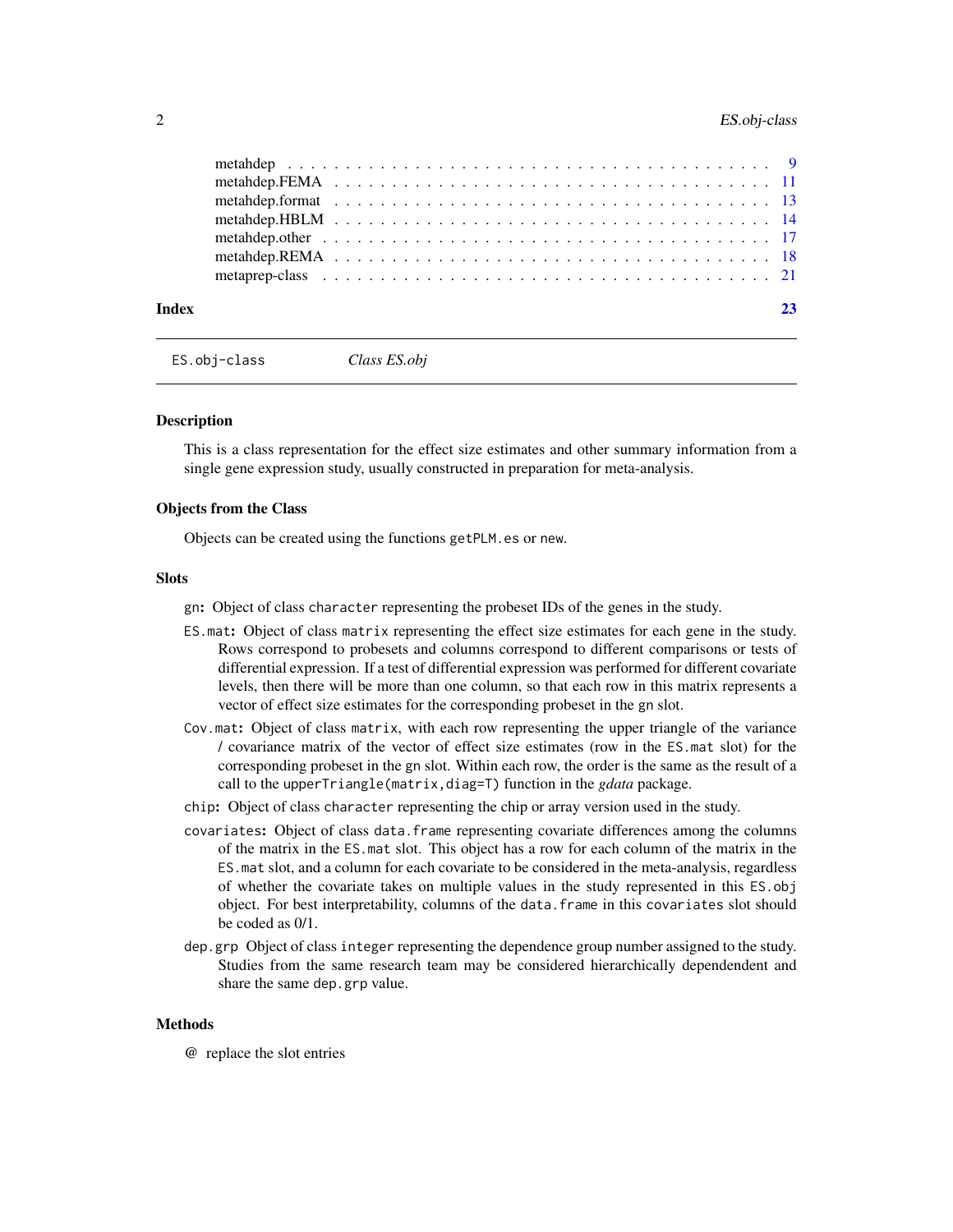| | |
|---|---|
| metahdep | 9 |
| metahdep.FEMA | 11 |
| metahdep.format | 13 |
| metahdep.HBLM | 14 |
| metahdep.other | 17 |
| metahdep.REMA | 18 |
| metaprep-class | 21 |

**Index** **23**

---

`ES.obj-class` *Class ES.obj*

---

## Description

This is a class representation for the effect size estimates and other summary information from a single gene expression study, usually constructed in preparation for meta-analysis.

## Objects from the Class

Objects can be created using the functions `getPLM.es` or `new`.

## Slots

- `gn`**:** Object of class `character` representing the probeset IDs of the genes in the study.
- `ES.mat`**:** Object of class `matrix` representing the effect size estimates for each gene in the study. Rows correspond to probesets and columns correspond to different comparisons or tests of differential expression. If a test of differential expression was performed for different covariate levels, then there will be more than one column, so that each row in this matrix represents a vector of effect size estimates for the corresponding probeset in the `gn` slot.
- `Cov.mat`**:** Object of class `matrix`, with each row representing the upper triangle of the variance / covariance matrix of the vector of effect size estimates (row in the `ES.mat` slot) for the corresponding probeset in the `gn` slot. Within each row, the order is the same as the result of a call to the `upperTriangle(matrix,diag=T)` function in the *gdata* package.
- `chip`**:** Object of class `character` representing the chip or array version used in the study.
- `covariates`**:** Object of class `data.frame` representing covariate differences among the columns of the matrix in the `ES.mat` slot. This object has a row for each column of the matrix in the `ES.mat` slot, and a column for each covariate to be considered in the meta-analysis, regardless of whether the covariate takes on multiple values in the study represented in this `ES.obj` object. For best interpretability, columns of the `data.frame` in this `covariates` slot should be coded as 0/1.
- `dep.grp` Object of class `integer` representing the dependence group number assigned to the study. Studies from the same research team may be considered hierarchically dependendent and share the same `dep.grp` value.

## Methods

- **@** replace the slot entries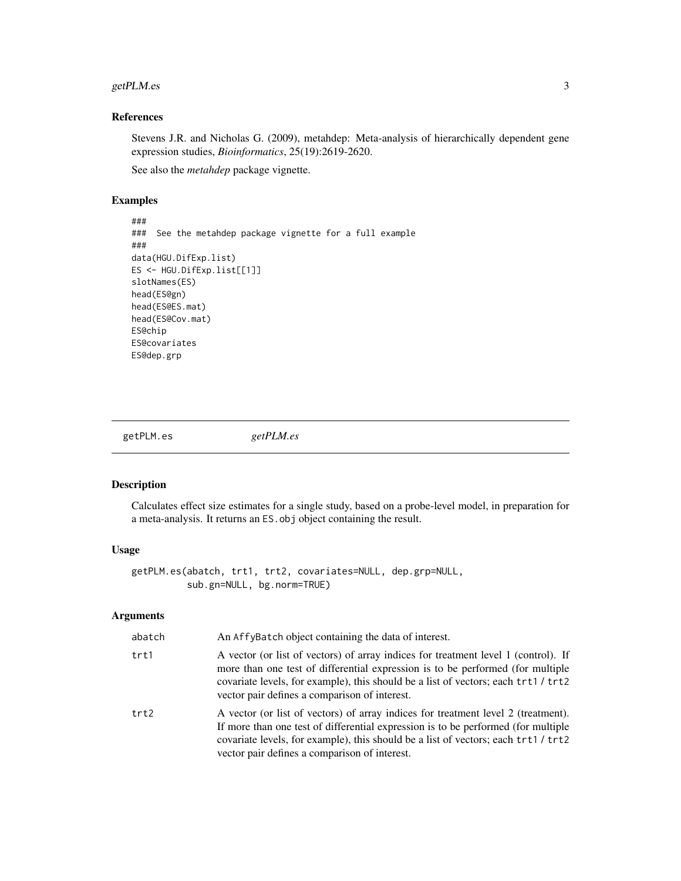### References

Stevens J.R. and Nicholas G. (2009), metahdep: Meta-analysis of hierarchically dependent gene expression studies, *Bioinformatics*, 25(19):2619-2620.

See also the *metahdep* package vignette.

### Examples

```
###
###  See the metahdep package vignette for a full example
###
data(HGU.DifExp.list)
ES <- HGU.DifExp.list[[1]]
slotNames(ES)
head(ES@gn)
head(ES@ES.mat)
head(ES@Cov.mat)
ES@chip
ES@covariates
ES@dep.grp
```

---

## getPLM.es *getPLM.es*

### Description

Calculates effect size estimates for a single study, based on a probe-level model, in preparation for a meta-analysis. It returns an `ES.obj` object containing the result.

### Usage

```
getPLM.es(abatch, trt1, trt2, covariates=NULL, dep.grp=NULL,
          sub.gn=NULL, bg.norm=TRUE)
```

### Arguments

| | |
|---|---|
| abatch | An `AffyBatch` object containing the data of interest. |
| trt1 | A vector (or list of vectors) of array indices for treatment level 1 (control). If more than one test of differential expression is to be performed (for multiple covariate levels, for example), this should be a list of vectors; each `trt1` / `trt2` vector pair defines a comparison of interest. |
| trt2 | A vector (or list of vectors) of array indices for treatment level 2 (treatment). If more than one test of differential expression is to be performed (for multiple covariate levels, for example), this should be a list of vectors; each `trt1` / `trt2` vector pair defines a comparison of interest. |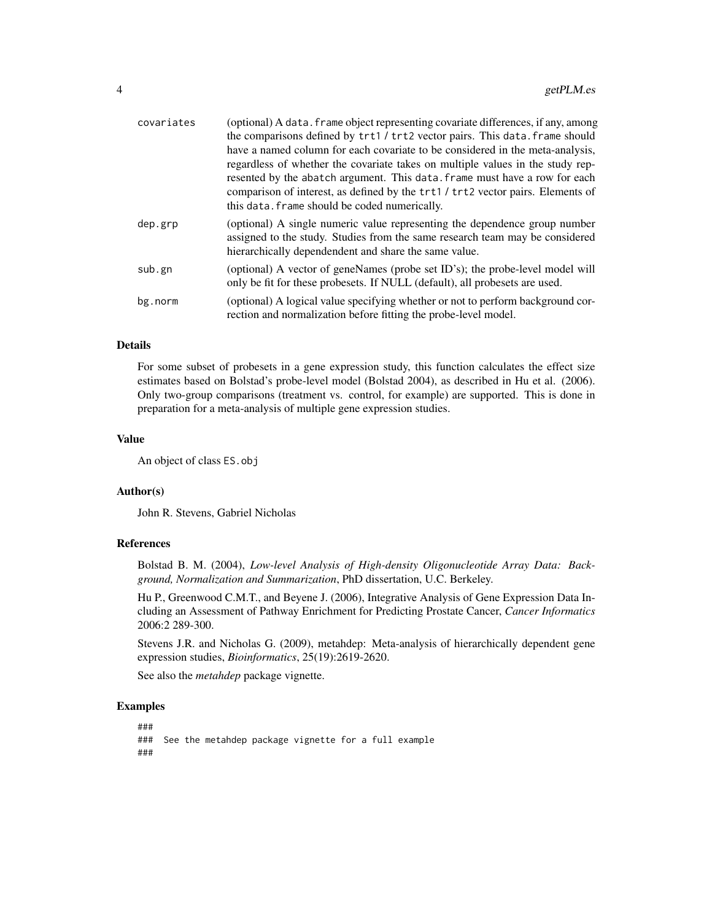| | |
|---|---|
| covariates | (optional) A `data.frame` object representing covariate differences, if any, among the comparisons defined by `trt1` / `trt2` vector pairs. This `data.frame` should have a named column for each covariate to be considered in the meta-analysis, regardless of whether the covariate takes on multiple values in the study represented by the `abatch` argument. This `data.frame` must have a row for each comparison of interest, as defined by the `trt1` / `trt2` vector pairs. Elements of this `data.frame` should be coded numerically. |
| dep.grp | (optional) A single numeric value representing the dependence group number assigned to the study. Studies from the same research team may be considered hierarchically dependendent and share the same value. |
| sub.gn | (optional) A vector of geneNames (probe set ID's); the probe-level model will only be fit for these probesets. If NULL (default), all probesets are used. |
| bg.norm | (optional) A logical value specifying whether or not to perform background correction and normalization before fitting the probe-level model. |

## Details

For some subset of probesets in a gene expression study, this function calculates the effect size estimates based on Bolstad's probe-level model (Bolstad 2004), as described in Hu et al. (2006). Only two-group comparisons (treatment vs. control, for example) are supported. This is done in preparation for a meta-analysis of multiple gene expression studies.

## Value

An object of class `ES.obj`

## Author(s)

John R. Stevens, Gabriel Nicholas

## References

Bolstad B. M. (2004), *Low-level Analysis of High-density Oligonucleotide Array Data: Background, Normalization and Summarization*, PhD dissertation, U.C. Berkeley.

Hu P., Greenwood C.M.T., and Beyene J. (2006), Integrative Analysis of Gene Expression Data Including an Assessment of Pathway Enrichment for Predicting Prostate Cancer, *Cancer Informatics* 2006:2 289-300.

Stevens J.R. and Nicholas G. (2009), metahdep: Meta-analysis of hierarchically dependent gene expression studies, *Bioinformatics*, 25(19):2619-2620.

See also the *metahdep* package vignette.

## Examples

```
###
###  See the metahdep package vignette for a full example
###
```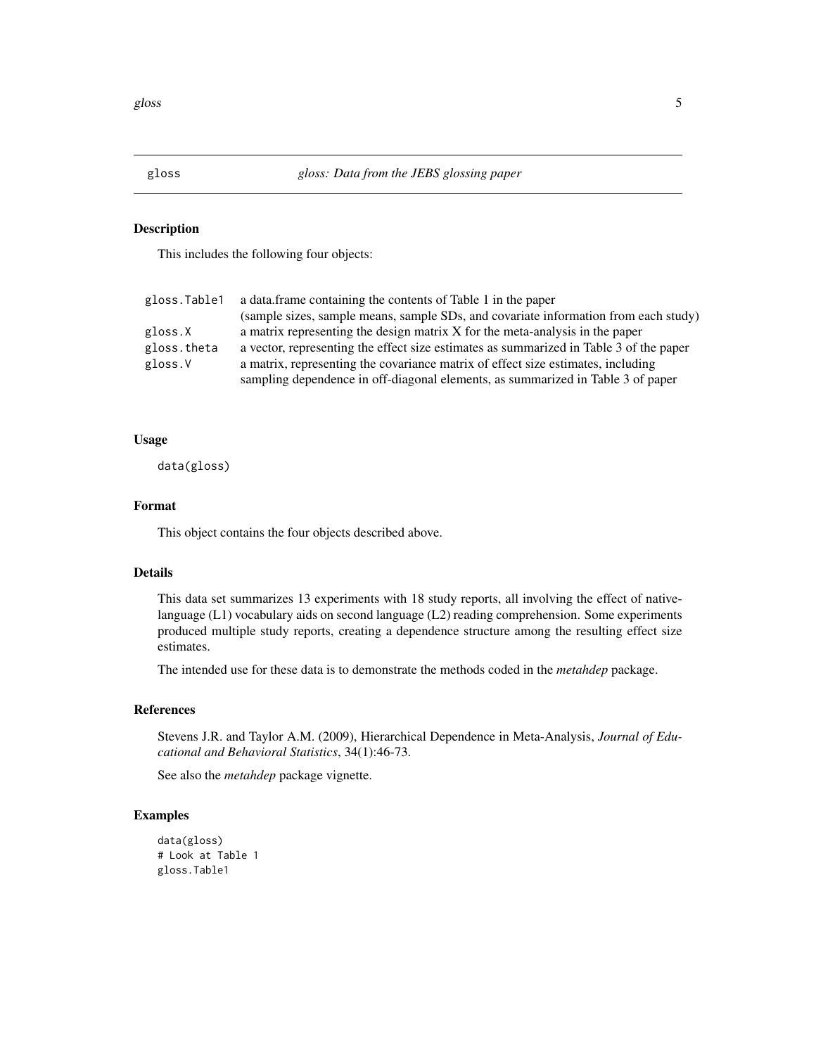## gloss *gloss: Data from the JEBS glossing paper*

### Description

This includes the following four objects:

| | |
|---|---|
| gloss.Table1 | a data.frame containing the contents of Table 1 in the paper (sample sizes, sample means, sample SDs, and covariate information from each study) |
| gloss.X | a matrix representing the design matrix X for the meta-analysis in the paper |
| gloss.theta | a vector, representing the effect size estimates as summarized in Table 3 of the paper |
| gloss.V | a matrix, representing the covariance matrix of effect size estimates, including sampling dependence in off-diagonal elements, as summarized in Table 3 of paper |

### Usage

```
data(gloss)
```

### Format

This object contains the four objects described above.

### Details

This data set summarizes 13 experiments with 18 study reports, all involving the effect of native-language (L1) vocabulary aids on second language (L2) reading comprehension. Some experiments produced multiple study reports, creating a dependence structure among the resulting effect size estimates.

The intended use for these data is to demonstrate the methods coded in the *metahdep* package.

### References

Stevens J.R. and Taylor A.M. (2009), Hierarchical Dependence in Meta-Analysis, *Journal of Educational and Behavioral Statistics*, 34(1):46-73.

See also the *metahdep* package vignette.

### Examples

```
data(gloss)
# Look at Table 1
gloss.Table1
```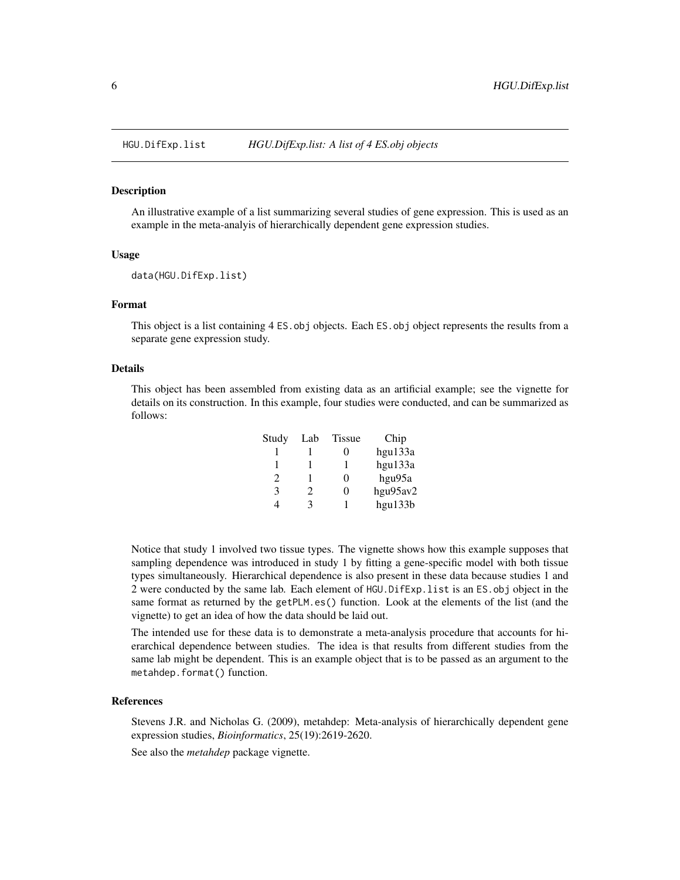HGU.DifExp.list *HGU.DifExp.list: A list of 4 ES.obj objects*

## Description

An illustrative example of a list summarizing several studies of gene expression. This is used as an example in the meta-analyis of hierarchically dependent gene expression studies.

## Usage

```
data(HGU.DifExp.list)
```

## Format

This object is a list containing 4 ES.obj objects. Each ES.obj object represents the results from a separate gene expression study.

## Details

This object has been assembled from existing data as an artificial example; see the vignette for details on its construction. In this example, four studies were conducted, and can be summarized as follows:

| Study | Lab | Tissue | Chip |
|---|---|---|---|
| 1 | 1 | 0 | hgu133a |
| 1 | 1 | 1 | hgu133a |
| 2 | 1 | 0 | hgu95a |
| 3 | 2 | 0 | hgu95av2 |
| 4 | 3 | 1 | hgu133b |

Notice that study 1 involved two tissue types. The vignette shows how this example supposes that sampling dependence was introduced in study 1 by fitting a gene-specific model with both tissue types simultaneously. Hierarchical dependence is also present in these data because studies 1 and 2 were conducted by the same lab. Each element of HGU.DifExp.list is an ES.obj object in the same format as returned by the getPLM.es() function. Look at the elements of the list (and the vignette) to get an idea of how the data should be laid out.

The intended use for these data is to demonstrate a meta-analysis procedure that accounts for hierarchical dependence between studies. The idea is that results from different studies from the same lab might be dependent. This is an example object that is to be passed as an argument to the metahdep.format() function.

## References

Stevens J.R. and Nicholas G. (2009), metahdep: Meta-analysis of hierarchically dependent gene expression studies, *Bioinformatics*, 25(19):2619-2620.

See also the *metahdep* package vignette.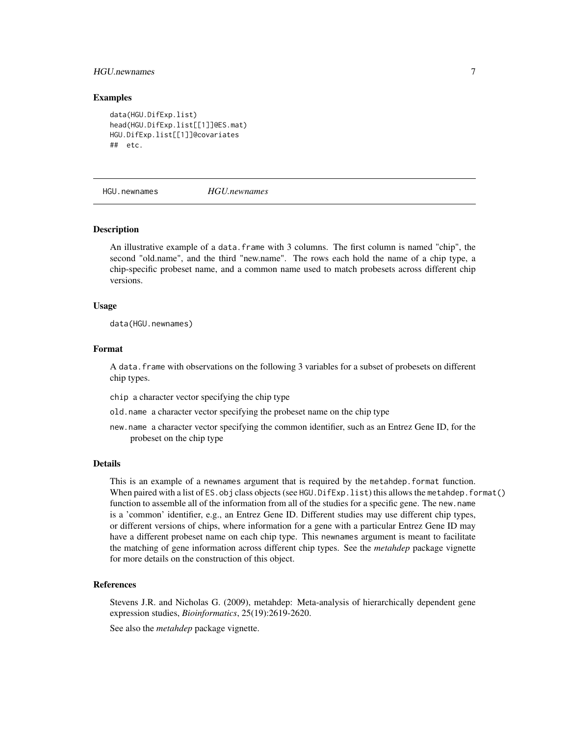### Examples

```
data(HGU.DifExp.list)
head(HGU.DifExp.list[[1]]@ES.mat)
HGU.DifExp.list[[1]]@covariates
##  etc.
```

---

## HGU.newnames — *HGU.newnames*

---

### Description

An illustrative example of a data.frame with 3 columns. The first column is named "chip", the second "old.name", and the third "new.name". The rows each hold the name of a chip type, a chip-specific probeset name, and a common name used to match probesets across different chip versions.

### Usage

```
data(HGU.newnames)
```

### Format

A data.frame with observations on the following 3 variables for a subset of probesets on different chip types.

- chip a character vector specifying the chip type
- old.name a character vector specifying the probeset name on the chip type
- new.name a character vector specifying the common identifier, such as an Entrez Gene ID, for the probeset on the chip type

### Details

This is an example of a newnames argument that is required by the metahdep.format function. When paired with a list of ES.obj class objects (see HGU.DifExp.list) this allows the metahdep.format() function to assemble all of the information from all of the studies for a specific gene. The new.name is a 'common' identifier, e.g., an Entrez Gene ID. Different studies may use different chip types, or different versions of chips, where information for a gene with a particular Entrez Gene ID may have a different probeset name on each chip type. This newnames argument is meant to facilitate the matching of gene information across different chip types. See the *metahdep* package vignette for more details on the construction of this object.

### References

Stevens J.R. and Nicholas G. (2009), metahdep: Meta-analysis of hierarchically dependent gene expression studies, *Bioinformatics*, 25(19):2619-2620.

See also the *metahdep* package vignette.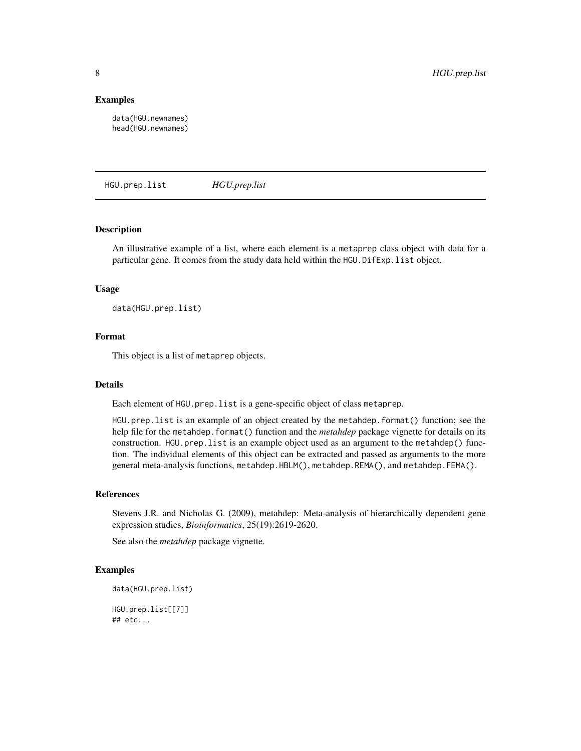## Examples

```
data(HGU.newnames)
head(HGU.newnames)
```

---

# HGU.prep.list *HGU.prep.list*

---

## Description

An illustrative example of a list, where each element is a `metaprep` class object with data for a particular gene. It comes from the study data held within the `HGU.DifExp.list` object.

## Usage

```
data(HGU.prep.list)
```

## Format

This object is a list of `metaprep` objects.

## Details

Each element of `HGU.prep.list` is a gene-specific object of class `metaprep`.

`HGU.prep.list` is an example of an object created by the `metahdep.format()` function; see the help file for the `metahdep.format()` function and the *metahdep* package vignette for details on its construction. `HGU.prep.list` is an example object used as an argument to the `metahdep()` function. The individual elements of this object can be extracted and passed as arguments to the more general meta-analysis functions, `metahdep.HBLM()`, `metahdep.REMA()`, and `metahdep.FEMA()`.

## References

Stevens J.R. and Nicholas G. (2009), metahdep: Meta-analysis of hierarchically dependent gene expression studies, *Bioinformatics*, 25(19):2619-2620.

See also the *metahdep* package vignette.

## Examples

```
data(HGU.prep.list)

HGU.prep.list[[7]]
## etc...
```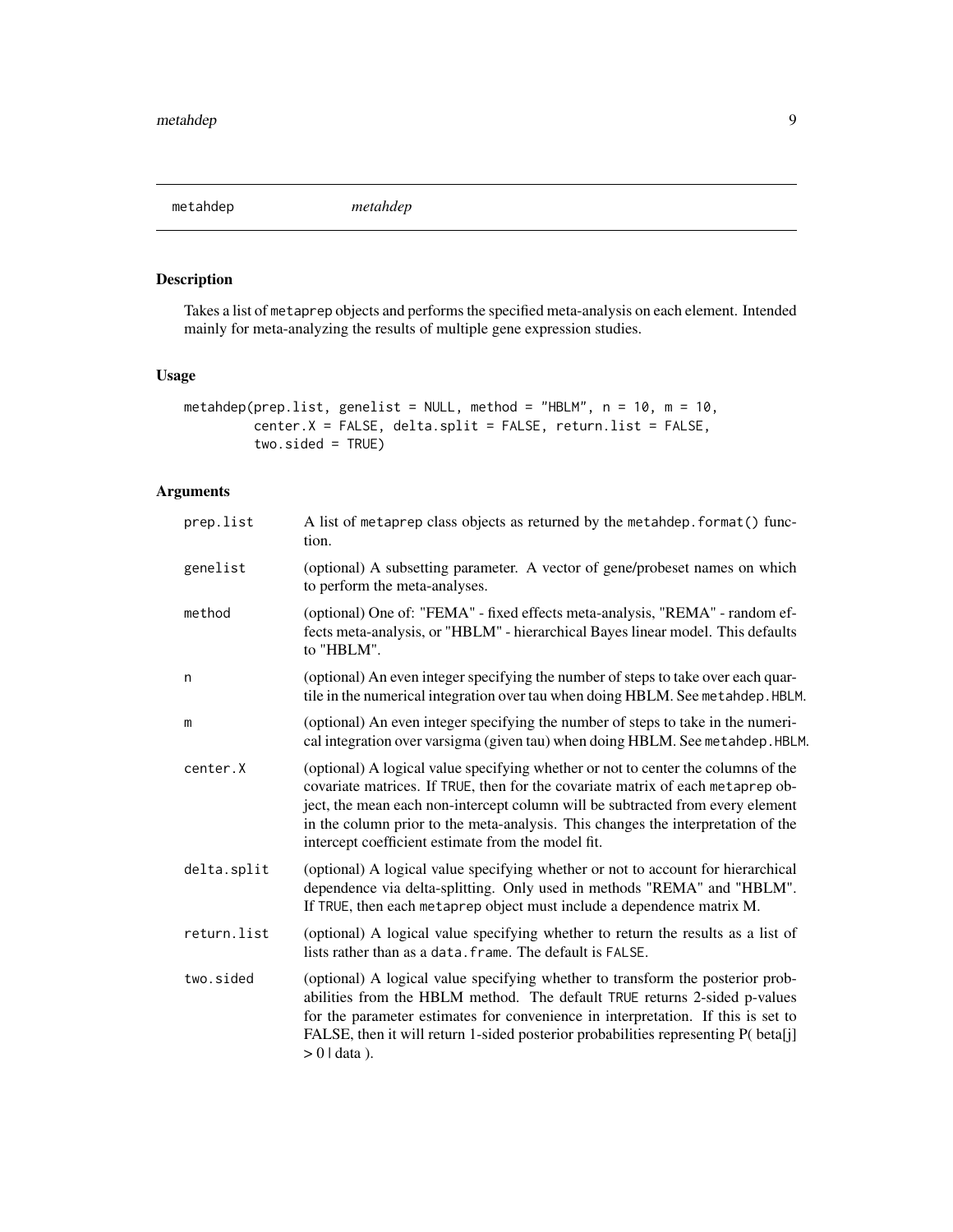# metahdep

*metahdep*

## Description

Takes a list of `metaprep` objects and performs the specified meta-analysis on each element. Intended mainly for meta-analyzing the results of multiple gene expression studies.

## Usage

```
metahdep(prep.list, genelist = NULL, method = "HBLM", n = 10, m = 10,
         center.X = FALSE, delta.split = FALSE, return.list = FALSE,
         two.sided = TRUE)
```

## Arguments

| | |
|---|---|
| `prep.list` | A list of `metaprep` class objects as returned by the `metahdep.format()` function. |
| `genelist` | (optional) A subsetting parameter. A vector of gene/probeset names on which to perform the meta-analyses. |
| `method` | (optional) One of: "FEMA" - fixed effects meta-analysis, "REMA" - random effects meta-analysis, or "HBLM" - hierarchical Bayes linear model. This defaults to "HBLM". |
| `n` | (optional) An even integer specifying the number of steps to take over each quartile in the numerical integration over tau when doing HBLM. See `metahdep.HBLM`. |
| `m` | (optional) An even integer specifying the number of steps to take in the numerical integration over varsigma (given tau) when doing HBLM. See `metahdep.HBLM`. |
| `center.X` | (optional) A logical value specifying whether or not to center the columns of the covariate matrices. If `TRUE`, then for the covariate matrix of each `metaprep` object, the mean each non-intercept column will be subtracted from every element in the column prior to the meta-analysis. This changes the interpretation of the intercept coefficient estimate from the model fit. |
| `delta.split` | (optional) A logical value specifying whether or not to account for hierarchical dependence via delta-splitting. Only used in methods "REMA" and "HBLM". If `TRUE`, then each `metaprep` object must include a dependence matrix M. |
| `return.list` | (optional) A logical value specifying whether to return the results as a list of lists rather than as a `data.frame`. The default is `FALSE`. |
| `two.sided` | (optional) A logical value specifying whether to transform the posterior probabilities from the HBLM method. The default `TRUE` returns 2-sided p-values for the parameter estimates for convenience in interpretation. If this is set to FALSE, then it will return 1-sided posterior probabilities representing P( beta[j] > 0 \| data ). |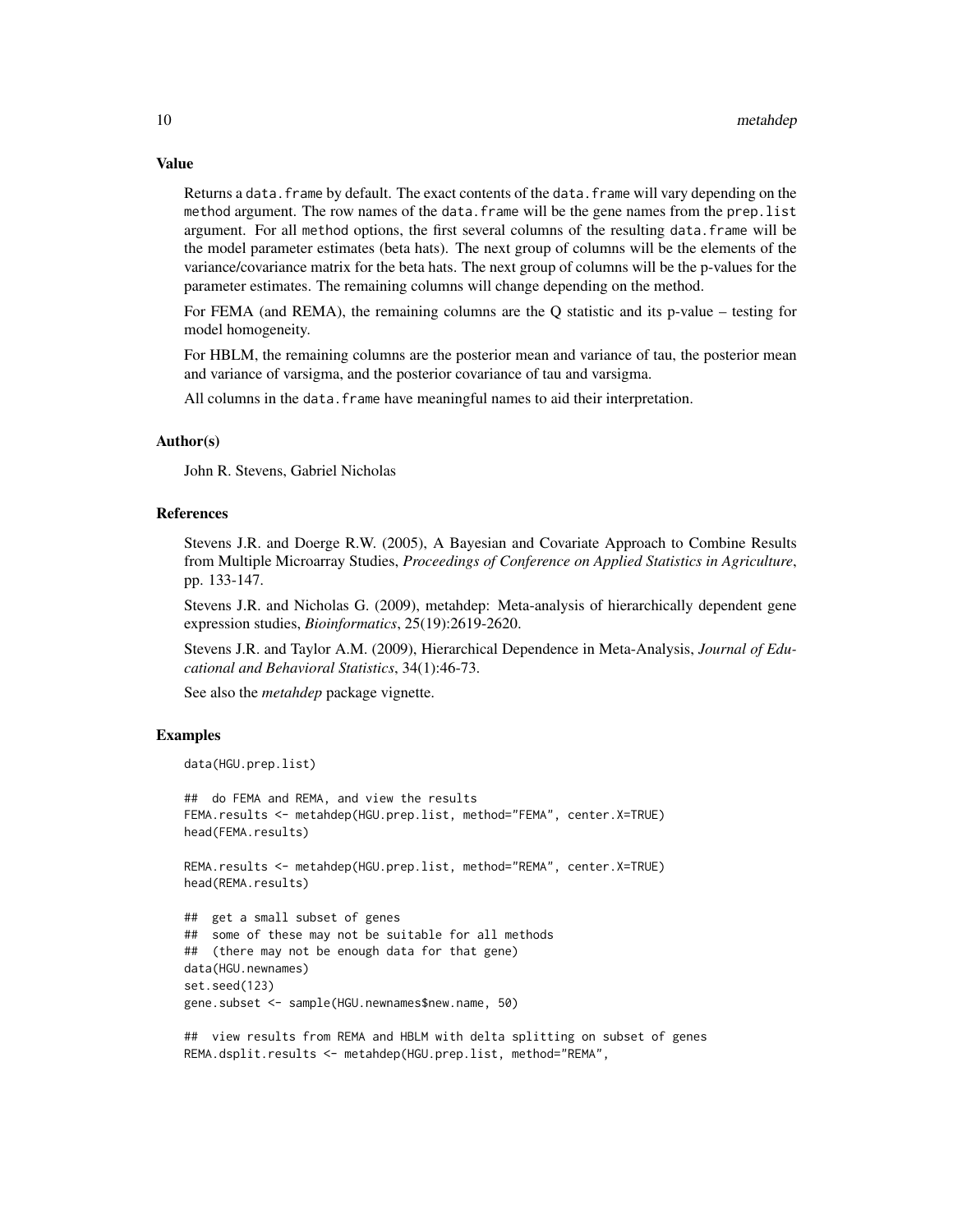## Value

Returns a `data.frame` by default. The exact contents of the `data.frame` will vary depending on the `method` argument. The row names of the `data.frame` will be the gene names from the `prep.list` argument. For all `method` options, the first several columns of the resulting `data.frame` will be the model parameter estimates (beta hats). The next group of columns will be the elements of the variance/covariance matrix for the beta hats. The next group of columns will be the p-values for the parameter estimates. The remaining columns will change depending on the method.

For FEMA (and REMA), the remaining columns are the Q statistic and its p-value – testing for model homogeneity.

For HBLM, the remaining columns are the posterior mean and variance of tau, the posterior mean and variance of varsigma, and the posterior covariance of tau and varsigma.

All columns in the `data.frame` have meaningful names to aid their interpretation.

## Author(s)

John R. Stevens, Gabriel Nicholas

## References

Stevens J.R. and Doerge R.W. (2005), A Bayesian and Covariate Approach to Combine Results from Multiple Microarray Studies, *Proceedings of Conference on Applied Statistics in Agriculture*, pp. 133-147.

Stevens J.R. and Nicholas G. (2009), metahdep: Meta-analysis of hierarchically dependent gene expression studies, *Bioinformatics*, 25(19):2619-2620.

Stevens J.R. and Taylor A.M. (2009), Hierarchical Dependence in Meta-Analysis, *Journal of Educational and Behavioral Statistics*, 34(1):46-73.

See also the *metahdep* package vignette.

## Examples

```
data(HGU.prep.list)

##  do FEMA and REMA, and view the results
FEMA.results <- metahdep(HGU.prep.list, method="FEMA", center.X=TRUE)
head(FEMA.results)

REMA.results <- metahdep(HGU.prep.list, method="REMA", center.X=TRUE)
head(REMA.results)

##  get a small subset of genes
##  some of these may not be suitable for all methods
##  (there may not be enough data for that gene)
data(HGU.newnames)
set.seed(123)
gene.subset <- sample(HGU.newnames$new.name, 50)

##  view results from REMA and HBLM with delta splitting on subset of genes
REMA.dsplit.results <- metahdep(HGU.prep.list, method="REMA",
```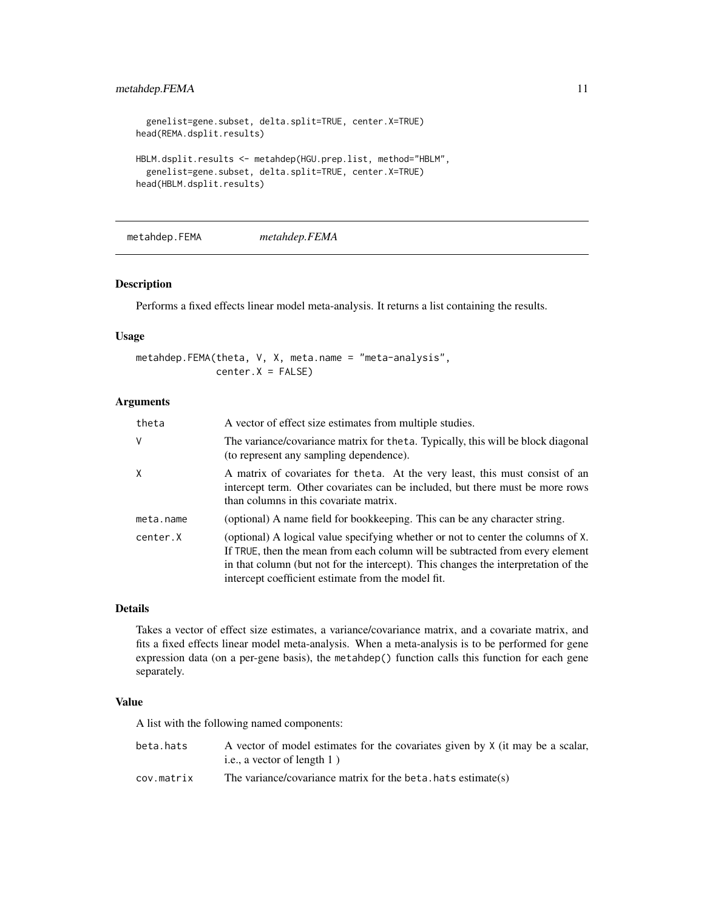```
  genelist=gene.subset, delta.split=TRUE, center.X=TRUE)
head(REMA.dsplit.results)

HBLM.dsplit.results <- metahdep(HGU.prep.list, method="HBLM",
  genelist=gene.subset, delta.split=TRUE, center.X=TRUE)
head(HBLM.dsplit.results)
```

---

## metahdep.FEMA &nbsp;&nbsp;&nbsp;&nbsp; *metahdep.FEMA*

---

### Description

Performs a fixed effects linear model meta-analysis. It returns a list containing the results.

### Usage

```
metahdep.FEMA(theta, V, X, meta.name = "meta-analysis",
              center.X = FALSE)
```

### Arguments

| | |
|---|---|
| `theta` | A vector of effect size estimates from multiple studies. |
| `V` | The variance/covariance matrix for `theta`. Typically, this will be block diagonal (to represent any sampling dependence). |
| `X` | A matrix of covariates for `theta`. At the very least, this must consist of an intercept term. Other covariates can be included, but there must be more rows than columns in this covariate matrix. |
| `meta.name` | (optional) A name field for bookkeeping. This can be any character string. |
| `center.X` | (optional) A logical value specifying whether or not to center the columns of `X`. If `TRUE`, then the mean from each column will be subtracted from every element in that column (but not for the intercept). This changes the interpretation of the intercept coefficient estimate from the model fit. |

### Details

Takes a vector of effect size estimates, a variance/covariance matrix, and a covariate matrix, and fits a fixed effects linear model meta-analysis. When a meta-analysis is to be performed for gene expression data (on a per-gene basis), the `metahdep()` function calls this function for each gene separately.

### Value

A list with the following named components:

| | |
|---|---|
| `beta.hats` | A vector of model estimates for the covariates given by `X` (it may be a scalar, i.e., a vector of length 1 ) |
| `cov.matrix` | The variance/covariance matrix for the `beta.hats` estimate(s) |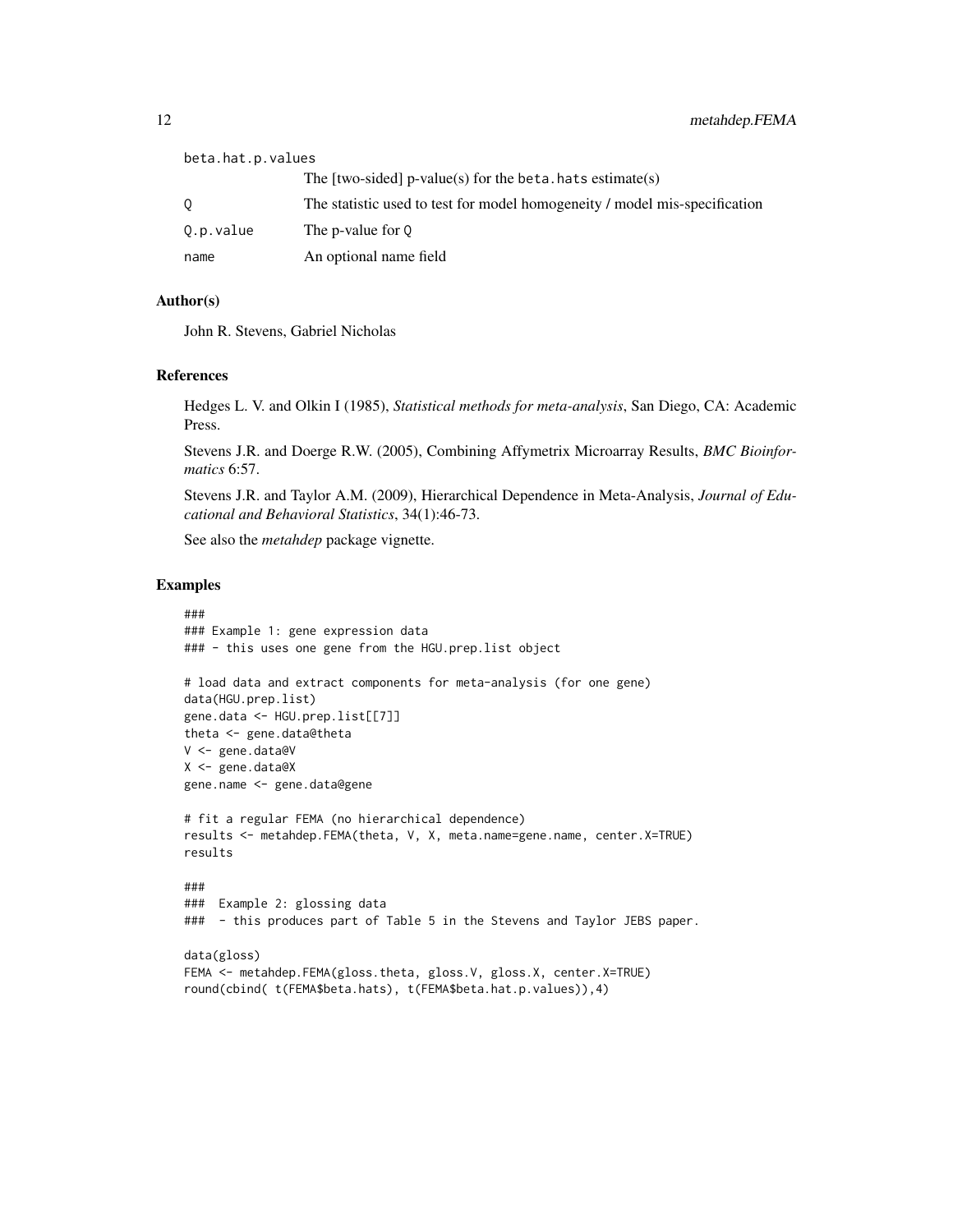beta.hat.p.values
: The [two-sided] p-value(s) for the `beta.hats` estimate(s)

Q
: The statistic used to test for model homogeneity / model mis-specification

Q.p.value
: The p-value for `Q`

name
: An optional name field

## Author(s)

John R. Stevens, Gabriel Nicholas

## References

Hedges L. V. and Olkin I (1985), *Statistical methods for meta-analysis*, San Diego, CA: Academic Press.

Stevens J.R. and Doerge R.W. (2005), Combining Affymetrix Microarray Results, *BMC Bioinformatics* 6:57.

Stevens J.R. and Taylor A.M. (2009), Hierarchical Dependence in Meta-Analysis, *Journal of Educational and Behavioral Statistics*, 34(1):46-73.

See also the *metahdep* package vignette.

## Examples

```
###
### Example 1: gene expression data
### - this uses one gene from the HGU.prep.list object

# load data and extract components for meta-analysis (for one gene)
data(HGU.prep.list)
gene.data <- HGU.prep.list[[7]]
theta <- gene.data@theta
V <- gene.data@V
X <- gene.data@X
gene.name <- gene.data@gene

# fit a regular FEMA (no hierarchical dependence)
results <- metahdep.FEMA(theta, V, X, meta.name=gene.name, center.X=TRUE)
results

###
###  Example 2: glossing data
###  - this produces part of Table 5 in the Stevens and Taylor JEBS paper.

data(gloss)
FEMA <- metahdep.FEMA(gloss.theta, gloss.V, gloss.X, center.X=TRUE)
round(cbind( t(FEMA$beta.hats), t(FEMA$beta.hat.p.values)),4)
```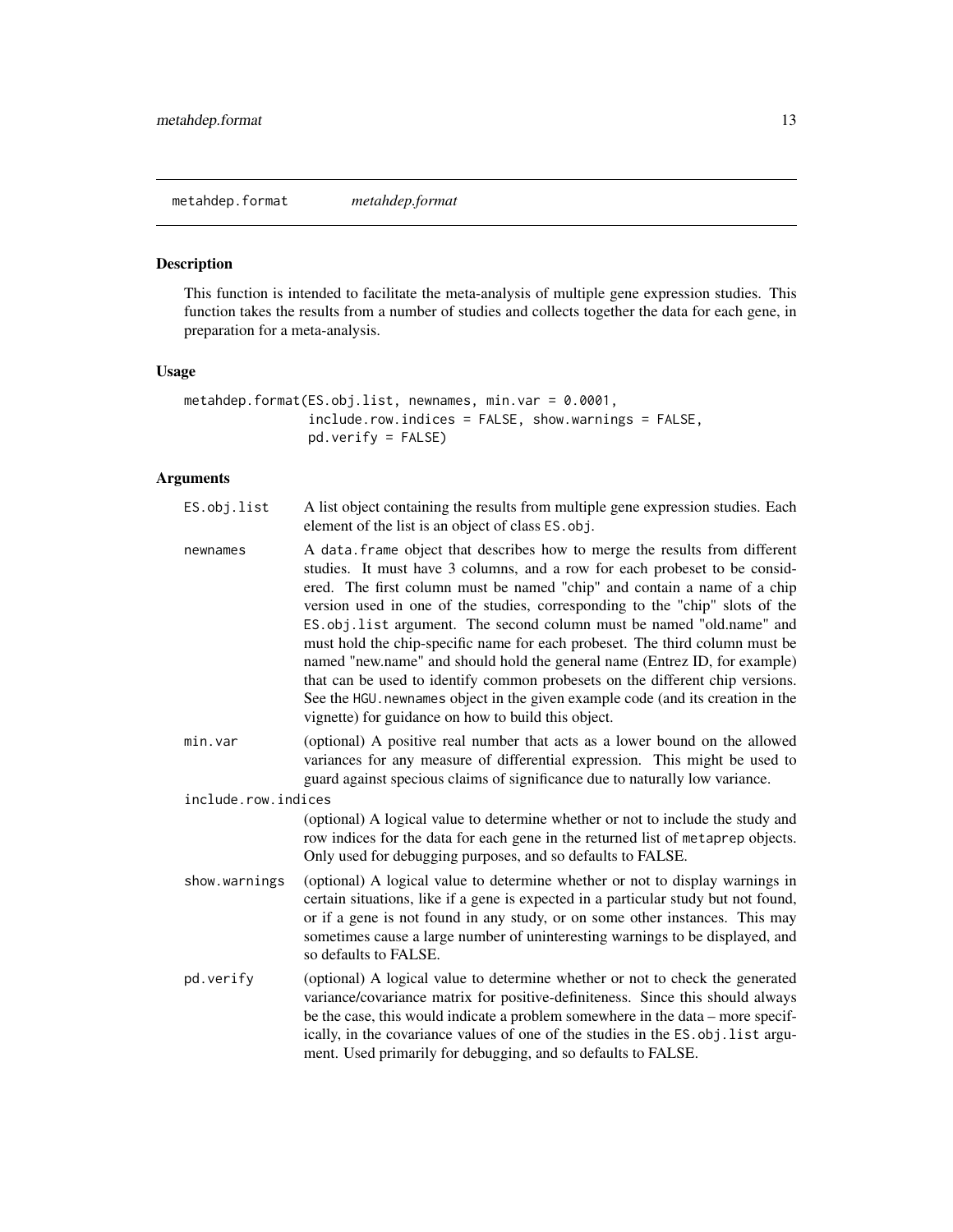metahdep.format *metahdep.format*

## Description

This function is intended to facilitate the meta-analysis of multiple gene expression studies. This function takes the results from a number of studies and collects together the data for each gene, in preparation for a meta-analysis.

## Usage

```
metahdep.format(ES.obj.list, newnames, min.var = 0.0001,
                include.row.indices = FALSE, show.warnings = FALSE,
                pd.verify = FALSE)
```

## Arguments

`ES.obj.list` A list object containing the results from multiple gene expression studies. Each element of the list is an object of class `ES.obj`.

`newnames` A `data.frame` object that describes how to merge the results from different studies. It must have 3 columns, and a row for each probeset to be considered. The first column must be named "chip" and contain a name of a chip version used in one of the studies, corresponding to the "chip" slots of the `ES.obj.list` argument. The second column must be named "old.name" and must hold the chip-specific name for each probeset. The third column must be named "new.name" and should hold the general name (Entrez ID, for example) that can be used to identify common probesets on the different chip versions. See the `HGU.newnames` object in the given example code (and its creation in the vignette) for guidance on how to build this object.

`min.var` (optional) A positive real number that acts as a lower bound on the allowed variances for any measure of differential expression. This might be used to guard against specious claims of significance due to naturally low variance.

`include.row.indices` (optional) A logical value to determine whether or not to include the study and row indices for the data for each gene in the returned list of `metaprep` objects. Only used for debugging purposes, and so defaults to FALSE.

`show.warnings` (optional) A logical value to determine whether or not to display warnings in certain situations, like if a gene is expected in a particular study but not found, or if a gene is not found in any study, or on some other instances. This may sometimes cause a large number of uninteresting warnings to be displayed, and so defaults to FALSE.

`pd.verify` (optional) A logical value to determine whether or not to check the generated variance/covariance matrix for positive-definiteness. Since this should always be the case, this would indicate a problem somewhere in the data – more specifically, in the covariance values of one of the studies in the `ES.obj.list` argument. Used primarily for debugging, and so defaults to FALSE.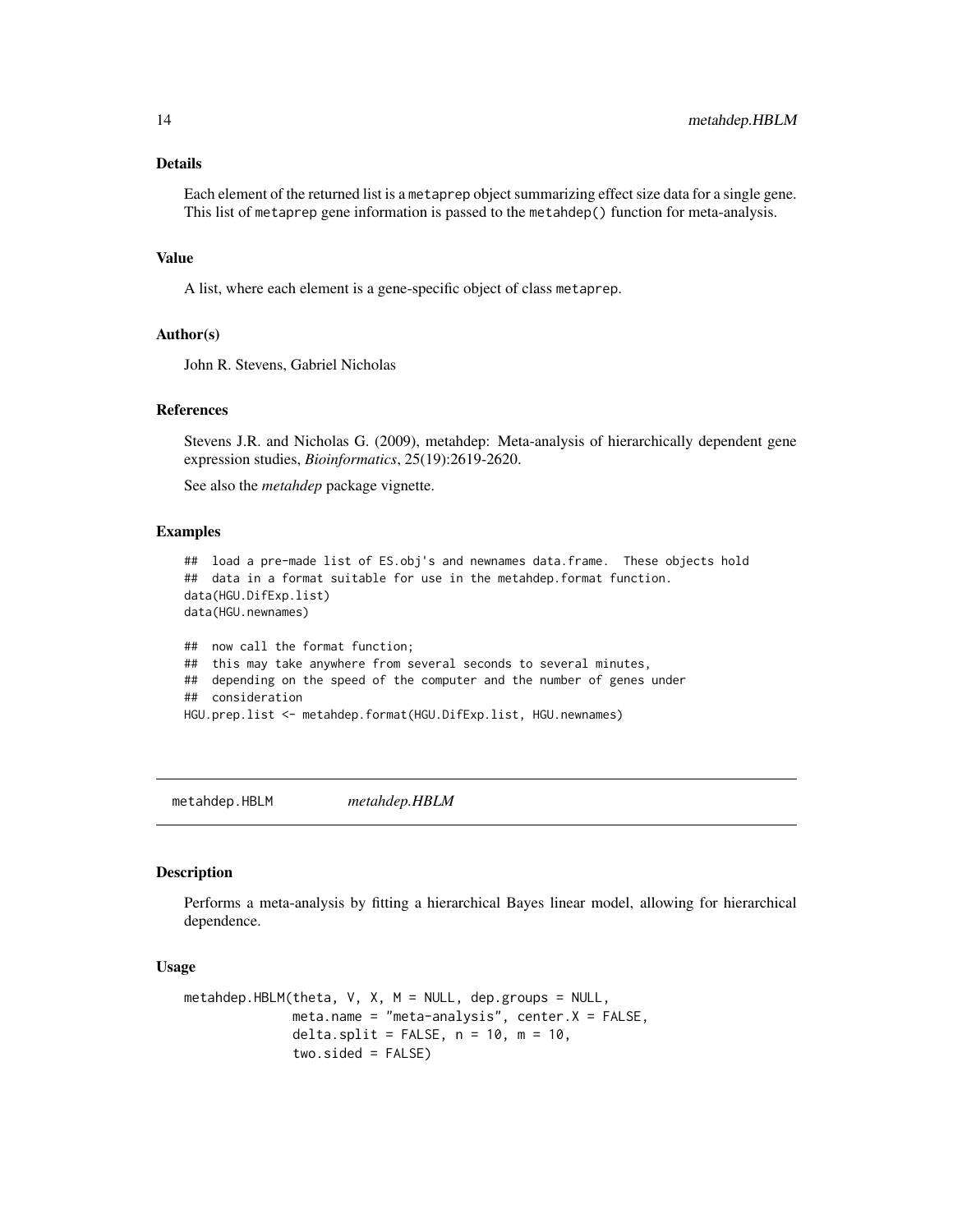## Details

Each element of the returned list is a `metaprep` object summarizing effect size data for a single gene. This list of `metaprep` gene information is passed to the `metahdep()` function for meta-analysis.

## Value

A list, where each element is a gene-specific object of class `metaprep`.

## Author(s)

John R. Stevens, Gabriel Nicholas

## References

Stevens J.R. and Nicholas G. (2009), metahdep: Meta-analysis of hierarchically dependent gene expression studies, *Bioinformatics*, 25(19):2619-2620.

See also the *metahdep* package vignette.

## Examples

```
##  load a pre-made list of ES.obj's and newnames data.frame.  These objects hold
##  data in a format suitable for use in the metahdep.format function.
data(HGU.DifExp.list)
data(HGU.newnames)

##  now call the format function;
##  this may take anywhere from several seconds to several minutes,
##  depending on the speed of the computer and the number of genes under
##  consideration
HGU.prep.list <- metahdep.format(HGU.DifExp.list, HGU.newnames)
```

---

# metahdep.HBLM &nbsp;&nbsp;&nbsp;&nbsp; *metahdep.HBLM*

---

## Description

Performs a meta-analysis by fitting a hierarchical Bayes linear model, allowing for hierarchical dependence.

## Usage

```
metahdep.HBLM(theta, V, X, M = NULL, dep.groups = NULL,
              meta.name = "meta-analysis", center.X = FALSE,
              delta.split = FALSE, n = 10, m = 10,
              two.sided = FALSE)
```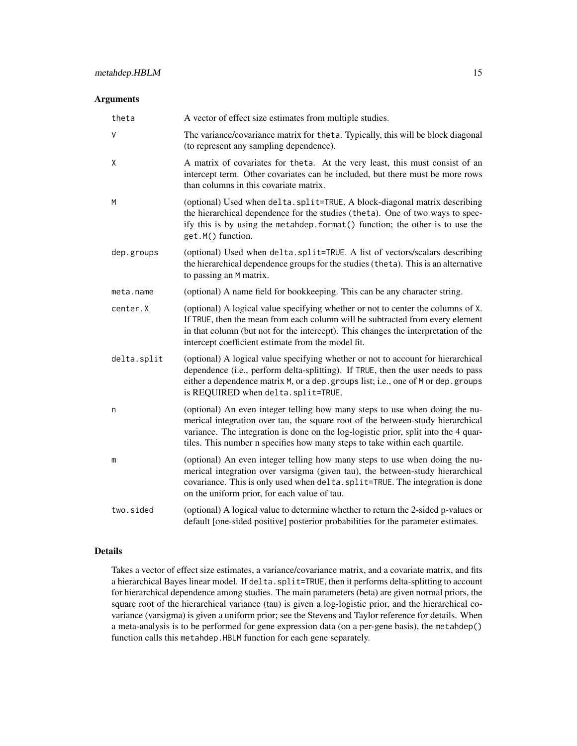## Arguments

| | |
|---|---|
| `theta` | A vector of effect size estimates from multiple studies. |
| `V` | The variance/covariance matrix for `theta`. Typically, this will be block diagonal (to represent any sampling dependence). |
| `X` | A matrix of covariates for `theta`. At the very least, this must consist of an intercept term. Other covariates can be included, but there must be more rows than columns in this covariate matrix. |
| `M` | (optional) Used when `delta.split=TRUE`. A block-diagonal matrix describing the hierarchical dependence for the studies (`theta`). One of two ways to specify this is by using the `metahdep.format()` function; the other is to use the `get.M()` function. |
| `dep.groups` | (optional) Used when `delta.split=TRUE`. A list of vectors/scalars describing the hierarchical dependence groups for the studies (`theta`). This is an alternative to passing an `M` matrix. |
| `meta.name` | (optional) A name field for bookkeeping. This can be any character string. |
| `center.X` | (optional) A logical value specifying whether or not to center the columns of `X`. If `TRUE`, then the mean from each column will be subtracted from every element in that column (but not for the intercept). This changes the interpretation of the intercept coefficient estimate from the model fit. |
| `delta.split` | (optional) A logical value specifying whether or not to account for hierarchical dependence (i.e., perform delta-splitting). If `TRUE`, then the user needs to pass either a dependence matrix `M`, or a `dep.groups` list; i.e., one of `M` or `dep.groups` is REQUIRED when `delta.split=TRUE`. |
| `n` | (optional) An even integer telling how many steps to use when doing the numerical integration over tau, the square root of the between-study hierarchical variance. The integration is done on the log-logistic prior, split into the 4 quartiles. This number n specifies how many steps to take within each quartile. |
| `m` | (optional) An even integer telling how many steps to use when doing the numerical integration over varsigma (given tau), the between-study hierarchical covariance. This is only used when `delta.split=TRUE`. The integration is done on the uniform prior, for each value of tau. |
| `two.sided` | (optional) A logical value to determine whether to return the 2-sided p-values or default [one-sided positive] posterior probabilities for the parameter estimates. |

## Details

Takes a vector of effect size estimates, a variance/covariance matrix, and a covariate matrix, and fits a hierarchical Bayes linear model. If `delta.split=TRUE`, then it performs delta-splitting to account for hierarchical dependence among studies. The main parameters (beta) are given normal priors, the square root of the hierarchical variance (tau) is given a log-logistic prior, and the hierarchical covariance (varsigma) is given a uniform prior; see the Stevens and Taylor reference for details. When a meta-analysis is to be performed for gene expression data (on a per-gene basis), the `metahdep()` function calls this `metahdep.HBLM` function for each gene separately.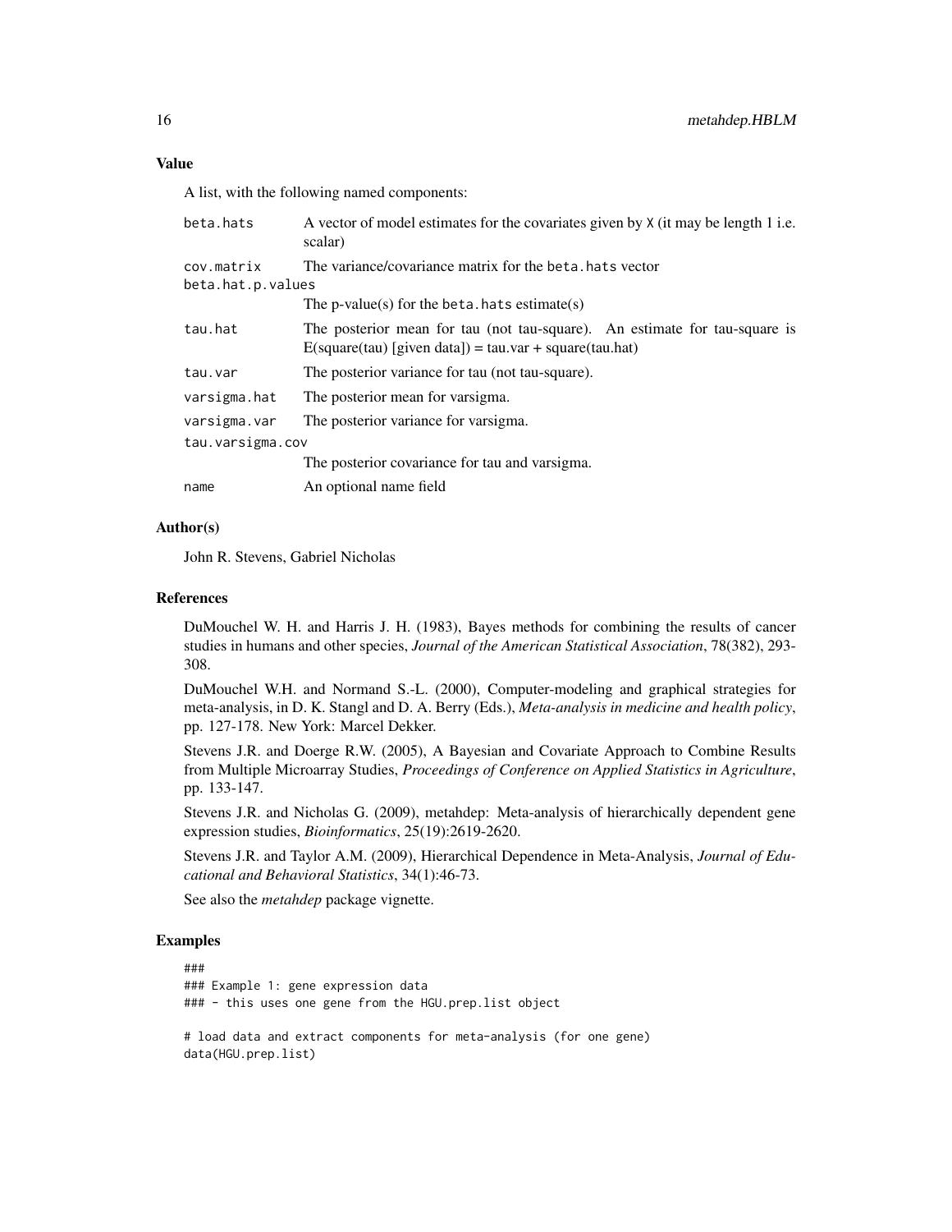## Value

A list, with the following named components:

| | |
|---|---|
| `beta.hats` | A vector of model estimates for the covariates given by `X` (it may be length 1 i.e. scalar) |
| `cov.matrix` | The variance/covariance matrix for the `beta.hats` vector |
| `beta.hat.p.values` | The p-value(s) for the `beta.hats` estimate(s) |
| `tau.hat` | The posterior mean for tau (not tau-square). An estimate for tau-square is E(square(tau) [given data]) = tau.var + square(tau.hat) |
| `tau.var` | The posterior variance for tau (not tau-square). |
| `varsigma.hat` | The posterior mean for varsigma. |
| `varsigma.var` | The posterior variance for varsigma. |
| `tau.varsigma.cov` | The posterior covariance for tau and varsigma. |
| `name` | An optional name field |

## Author(s)

John R. Stevens, Gabriel Nicholas

## References

DuMouchel W. H. and Harris J. H. (1983), Bayes methods for combining the results of cancer studies in humans and other species, *Journal of the American Statistical Association*, 78(382), 293-308.

DuMouchel W.H. and Normand S.-L. (2000), Computer-modeling and graphical strategies for meta-analysis, in D. K. Stangl and D. A. Berry (Eds.), *Meta-analysis in medicine and health policy*, pp. 127-178. New York: Marcel Dekker.

Stevens J.R. and Doerge R.W. (2005), A Bayesian and Covariate Approach to Combine Results from Multiple Microarray Studies, *Proceedings of Conference on Applied Statistics in Agriculture*, pp. 133-147.

Stevens J.R. and Nicholas G. (2009), metahdep: Meta-analysis of hierarchically dependent gene expression studies, *Bioinformatics*, 25(19):2619-2620.

Stevens J.R. and Taylor A.M. (2009), Hierarchical Dependence in Meta-Analysis, *Journal of Educational and Behavioral Statistics*, 34(1):46-73.

See also the *metahdep* package vignette.

## Examples

```
###
### Example 1: gene expression data
### - this uses one gene from the HGU.prep.list object

# load data and extract components for meta-analysis (for one gene)
data(HGU.prep.list)
```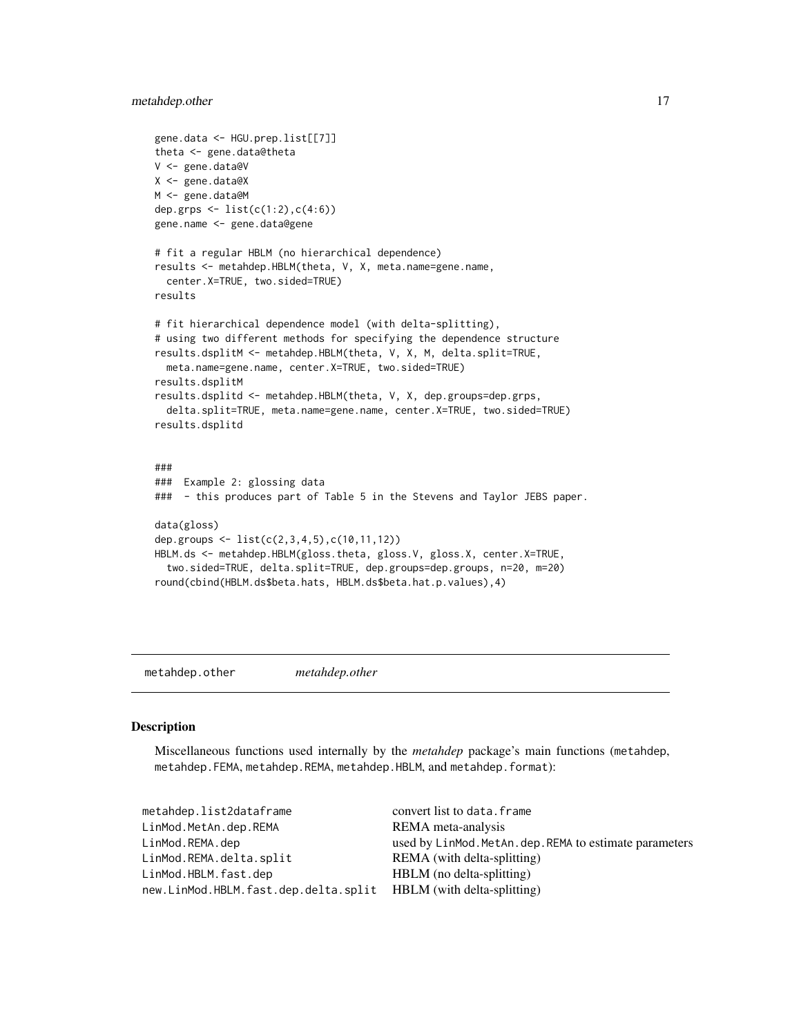```
gene.data <- HGU.prep.list[[7]]
theta <- gene.data@theta
V <- gene.data@V
X <- gene.data@X
M <- gene.data@M
dep.grps <- list(c(1:2),c(4:6))
gene.name <- gene.data@gene

# fit a regular HBLM (no hierarchical dependence)
results <- metahdep.HBLM(theta, V, X, meta.name=gene.name,
  center.X=TRUE, two.sided=TRUE)
results

# fit hierarchical dependence model (with delta-splitting),
# using two different methods for specifying the dependence structure
results.dsplitM <- metahdep.HBLM(theta, V, X, M, delta.split=TRUE,
  meta.name=gene.name, center.X=TRUE, two.sided=TRUE)
results.dsplitM
results.dsplitd <- metahdep.HBLM(theta, V, X, dep.groups=dep.grps,
  delta.split=TRUE, meta.name=gene.name, center.X=TRUE, two.sided=TRUE)
results.dsplitd


###
###  Example 2: glossing data
###  - this produces part of Table 5 in the Stevens and Taylor JEBS paper.

data(gloss)
dep.groups <- list(c(2,3,4,5),c(10,11,12))
HBLM.ds <- metahdep.HBLM(gloss.theta, gloss.V, gloss.X, center.X=TRUE,
  two.sided=TRUE, delta.split=TRUE, dep.groups=dep.groups, n=20, m=20)
round(cbind(HBLM.ds$beta.hats, HBLM.ds$beta.hat.p.values),4)
```

---

metahdep.other *metahdep.other*

---

## Description

Miscellaneous functions used internally by the *metahdep* package's main functions (metahdep, metahdep.FEMA, metahdep.REMA, metahdep.HBLM, and metahdep.format):

| | |
|---|---|
| metahdep.list2dataframe | convert list to data.frame |
| LinMod.MetAn.dep.REMA | REMA meta-analysis |
| LinMod.REMA.dep | used by LinMod.MetAn.dep.REMA to estimate parameters |
| LinMod.REMA.delta.split | REMA (with delta-splitting) |
| LinMod.HBLM.fast.dep | HBLM (no delta-splitting) |
| new.LinMod.HBLM.fast.dep.delta.split | HBLM (with delta-splitting) |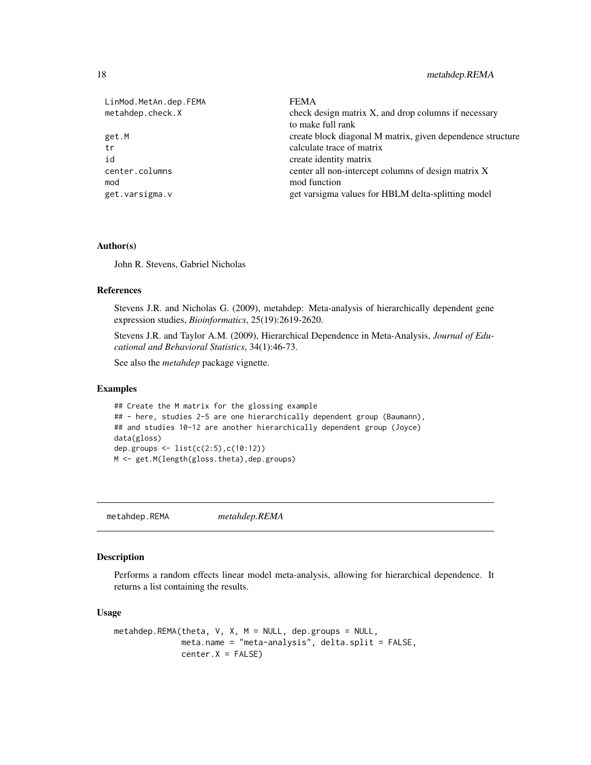| | |
|---|---|
| LinMod.MetAn.dep.FEMA | FEMA |
| metahdep.check.X | check design matrix X, and drop columns if necessary to make full rank |
| get.M | create block diagonal M matrix, given dependence structure |
| tr | calculate trace of matrix |
| id | create identity matrix |
| center.columns | center all non-intercept columns of design matrix X |
| mod | mod function |
| get.varsigma.v | get varsigma values for HBLM delta-splitting model |

### Author(s)

John R. Stevens, Gabriel Nicholas

### References

Stevens J.R. and Nicholas G. (2009), metahdep: Meta-analysis of hierarchically dependent gene expression studies, *Bioinformatics*, 25(19):2619-2620.

Stevens J.R. and Taylor A.M. (2009), Hierarchical Dependence in Meta-Analysis, *Journal of Educational and Behavioral Statistics*, 34(1):46-73.

See also the *metahdep* package vignette.

### Examples

```
## Create the M matrix for the glossing example
## - here, studies 2-5 are one hierarchically dependent group (Baumann),
## and studies 10-12 are another hierarchically dependent group (Joyce)
data(gloss)
dep.groups <- list(c(2:5),c(10:12))
M <- get.M(length(gloss.theta),dep.groups)
```

---

## metahdep.REMA &nbsp;&nbsp;&nbsp;&nbsp; *metahdep.REMA*

### Description

Performs a random effects linear model meta-analysis, allowing for hierarchical dependence. It returns a list containing the results.

### Usage

```
metahdep.REMA(theta, V, X, M = NULL, dep.groups = NULL,
              meta.name = "meta-analysis", delta.split = FALSE,
              center.X = FALSE)
```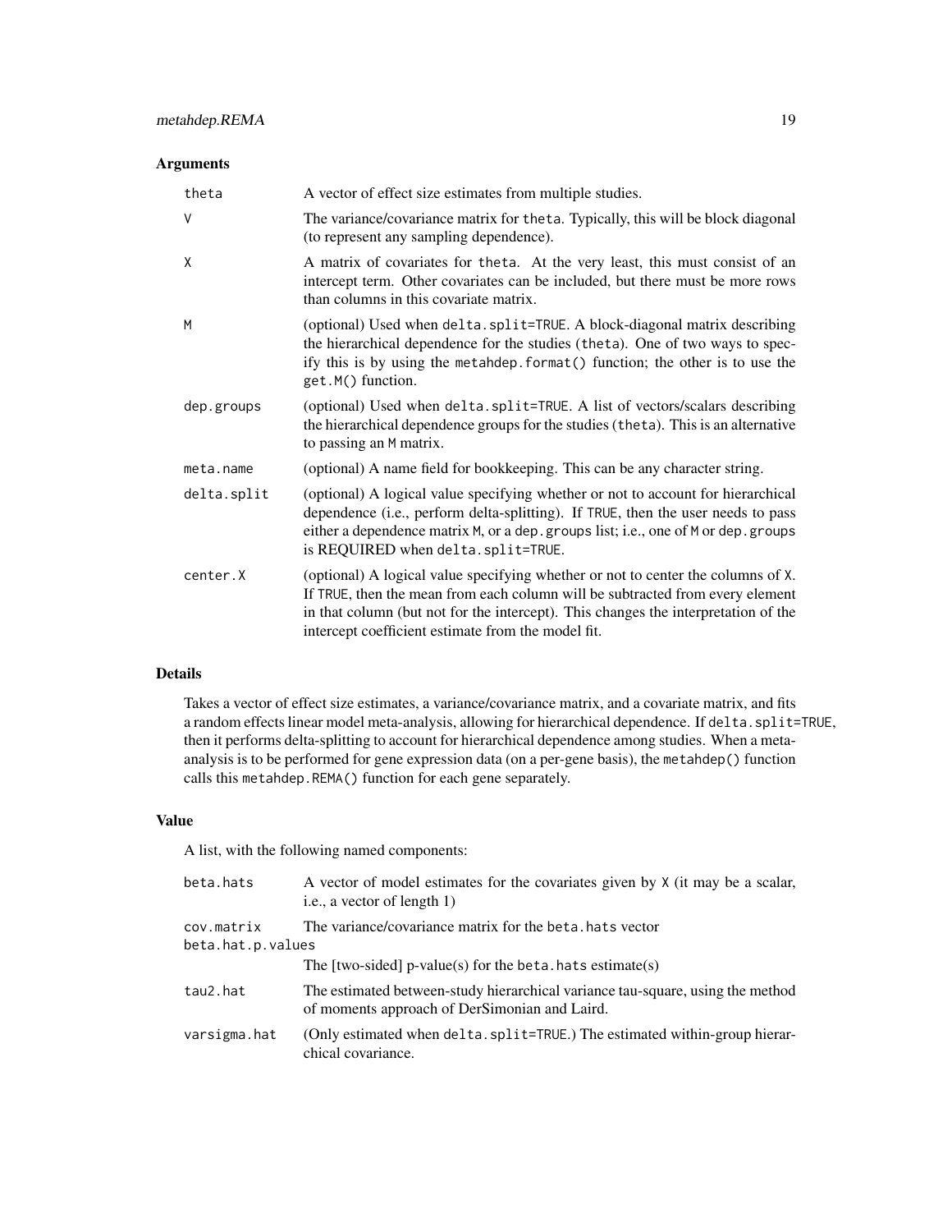### Arguments

| | |
|---|---|
| `theta` | A vector of effect size estimates from multiple studies. |
| `V` | The variance/covariance matrix for `theta`. Typically, this will be block diagonal (to represent any sampling dependence). |
| `X` | A matrix of covariates for `theta`. At the very least, this must consist of an intercept term. Other covariates can be included, but there must be more rows than columns in this covariate matrix. |
| `M` | (optional) Used when `delta.split=TRUE`. A block-diagonal matrix describing the hierarchical dependence for the studies (`theta`). One of two ways to specify this is by using the `metahdep.format()` function; the other is to use the `get.M()` function. |
| `dep.groups` | (optional) Used when `delta.split=TRUE`. A list of vectors/scalars describing the hierarchical dependence groups for the studies (`theta`). This is an alternative to passing an `M` matrix. |
| `meta.name` | (optional) A name field for bookkeeping. This can be any character string. |
| `delta.split` | (optional) A logical value specifying whether or not to account for hierarchical dependence (i.e., perform delta-splitting). If `TRUE`, then the user needs to pass either a dependence matrix `M`, or a `dep.groups` list; i.e., one of `M` or `dep.groups` is REQUIRED when `delta.split=TRUE`. |
| `center.X` | (optional) A logical value specifying whether or not to center the columns of `X`. If `TRUE`, then the mean from each column will be subtracted from every element in that column (but not for the intercept). This changes the interpretation of the intercept coefficient estimate from the model fit. |

### Details

Takes a vector of effect size estimates, a variance/covariance matrix, and a covariate matrix, and fits a random effects linear model meta-analysis, allowing for hierarchical dependence. If `delta.split=TRUE`, then it performs delta-splitting to account for hierarchical dependence among studies. When a meta-analysis is to be performed for gene expression data (on a per-gene basis), the `metahdep()` function calls this `metahdep.REMA()` function for each gene separately.

### Value

A list, with the following named components:

| | |
|---|---|
| `beta.hats` | A vector of model estimates for the covariates given by `X` (it may be a scalar, i.e., a vector of length 1) |
| `cov.matrix` | The variance/covariance matrix for the `beta.hats` vector |
| `beta.hat.p.values` | The [two-sided] p-value(s) for the `beta.hats` estimate(s) |
| `tau2.hat` | The estimated between-study hierarchical variance tau-square, using the method of moments approach of DerSimonian and Laird. |
| `varsigma.hat` | (Only estimated when `delta.split=TRUE`.) The estimated within-group hierarchical covariance. |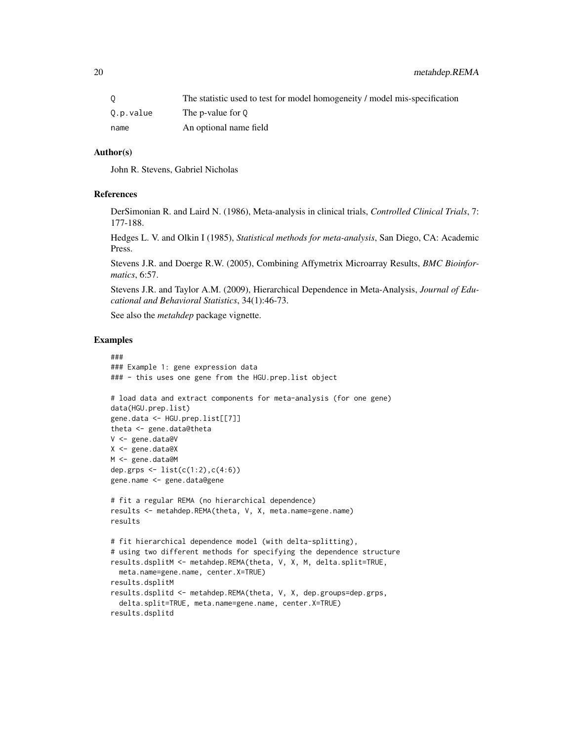| | |
|---|---|
| Q | The statistic used to test for model homogeneity / model mis-specification |
| Q.p.value | The p-value for Q |
| name | An optional name field |

## Author(s)

John R. Stevens, Gabriel Nicholas

## References

DerSimonian R. and Laird N. (1986), Meta-analysis in clinical trials, *Controlled Clinical Trials*, 7: 177-188.

Hedges L. V. and Olkin I (1985), *Statistical methods for meta-analysis*, San Diego, CA: Academic Press.

Stevens J.R. and Doerge R.W. (2005), Combining Affymetrix Microarray Results, *BMC Bioinformatics*, 6:57.

Stevens J.R. and Taylor A.M. (2009), Hierarchical Dependence in Meta-Analysis, *Journal of Educational and Behavioral Statistics*, 34(1):46-73.

See also the *metahdep* package vignette.

## Examples

```
###
### Example 1: gene expression data
### - this uses one gene from the HGU.prep.list object

# load data and extract components for meta-analysis (for one gene)
data(HGU.prep.list)
gene.data <- HGU.prep.list[[7]]
theta <- gene.data@theta
V <- gene.data@V
X <- gene.data@X
M <- gene.data@M
dep.grps <- list(c(1:2),c(4:6))
gene.name <- gene.data@gene

# fit a regular REMA (no hierarchical dependence)
results <- metahdep.REMA(theta, V, X, meta.name=gene.name)
results

# fit hierarchical dependence model (with delta-splitting),
# using two different methods for specifying the dependence structure
results.dsplitM <- metahdep.REMA(theta, V, X, M, delta.split=TRUE,
  meta.name=gene.name, center.X=TRUE)
results.dsplitM
results.dsplitd <- metahdep.REMA(theta, V, X, dep.groups=dep.grps,
  delta.split=TRUE, meta.name=gene.name, center.X=TRUE)
results.dsplitd
```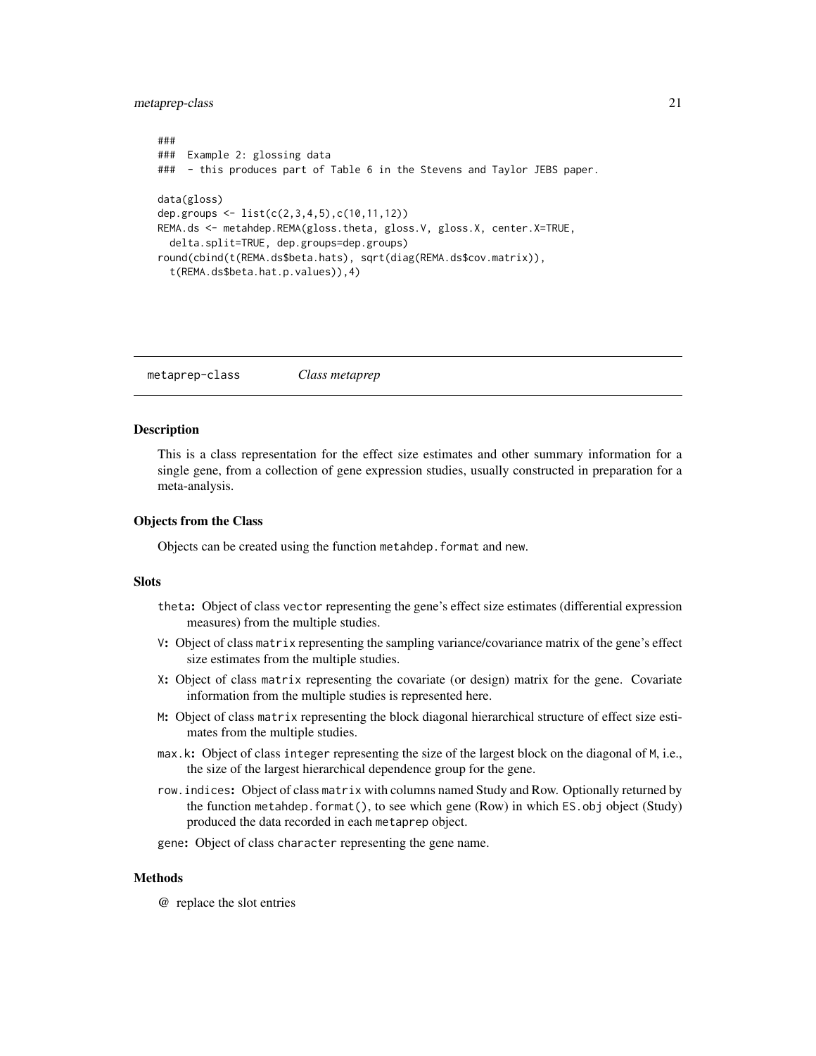```
###
### Example 2: glossing data
### - this produces part of Table 6 in the Stevens and Taylor JEBS paper.

data(gloss)
dep.groups <- list(c(2,3,4,5),c(10,11,12))
REMA.ds <- metahdep.REMA(gloss.theta, gloss.V, gloss.X, center.X=TRUE,
  delta.split=TRUE, dep.groups=dep.groups)
round(cbind(t(REMA.ds$beta.hats), sqrt(diag(REMA.ds$cov.matrix)),
  t(REMA.ds$beta.hat.p.values)),4)
```

---

## metaprep-class    *Class metaprep*

### Description

This is a class representation for the effect size estimates and other summary information for a single gene, from a collection of gene expression studies, usually constructed in preparation for a meta-analysis.

### Objects from the Class

Objects can be created using the function `metahdep.format` and `new`.

### Slots

- `theta`**:** Object of class `vector` representing the gene's effect size estimates (differential expression measures) from the multiple studies.
- `V`**:** Object of class `matrix` representing the sampling variance/covariance matrix of the gene's effect size estimates from the multiple studies.
- `X`**:** Object of class `matrix` representing the covariate (or design) matrix for the gene. Covariate information from the multiple studies is represented here.
- `M`**:** Object of class `matrix` representing the block diagonal hierarchical structure of effect size estimates from the multiple studies.
- `max.k`**:** Object of class `integer` representing the size of the largest block on the diagonal of `M`, i.e., the size of the largest hierarchical dependence group for the gene.
- `row.indices`**:** Object of class `matrix` with columns named Study and Row. Optionally returned by the function `metahdep.format()`, to see which gene (Row) in which `ES.obj` object (Study) produced the data recorded in each `metaprep` object.
- `gene`**:** Object of class `character` representing the gene name.

### Methods

**@** replace the slot entries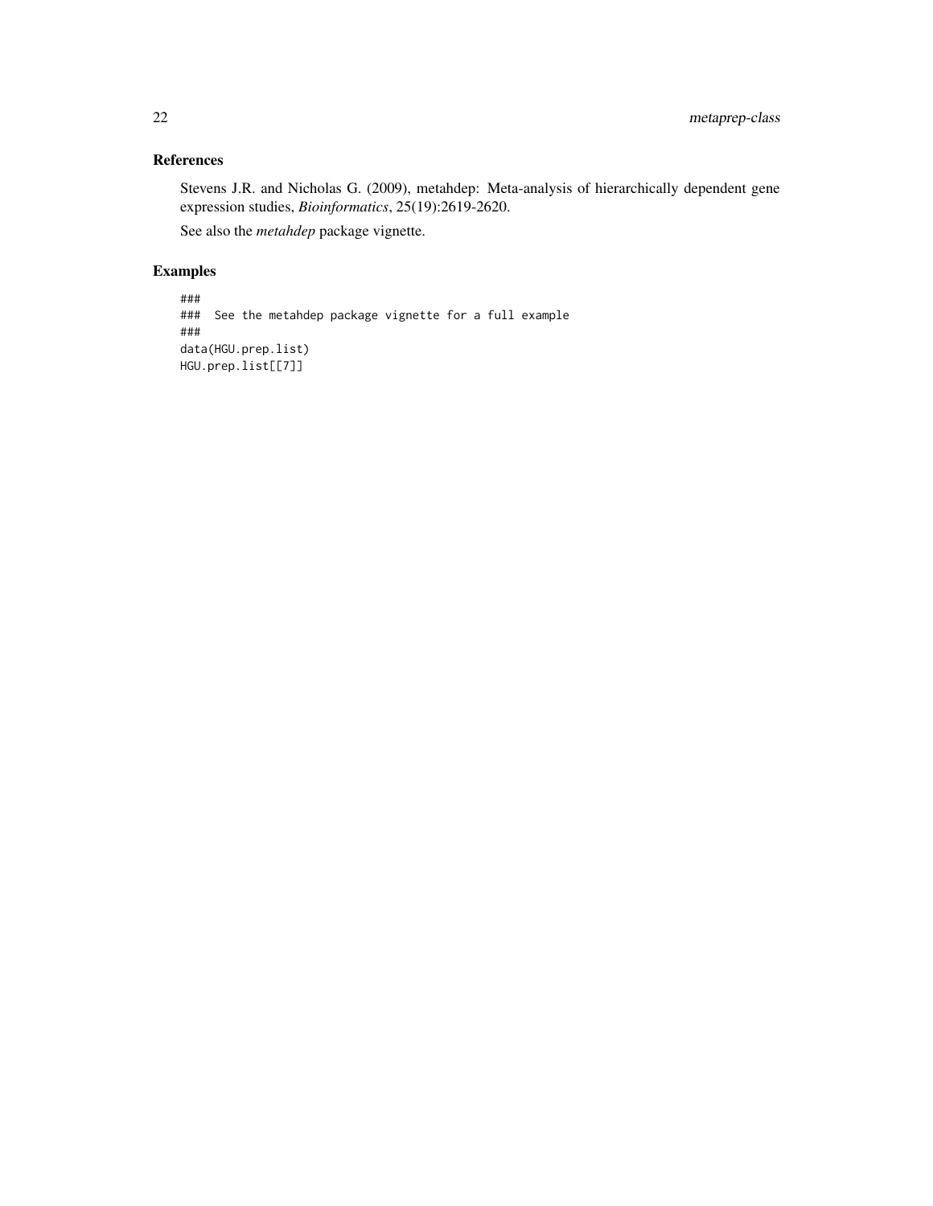## References

Stevens J.R. and Nicholas G. (2009), metahdep: Meta-analysis of hierarchically dependent gene expression studies, *Bioinformatics*, 25(19):2619-2620.

See also the *metahdep* package vignette.

## Examples

```
###
###  See the metahdep package vignette for a full example
###
data(HGU.prep.list)
HGU.prep.list[[7]]
```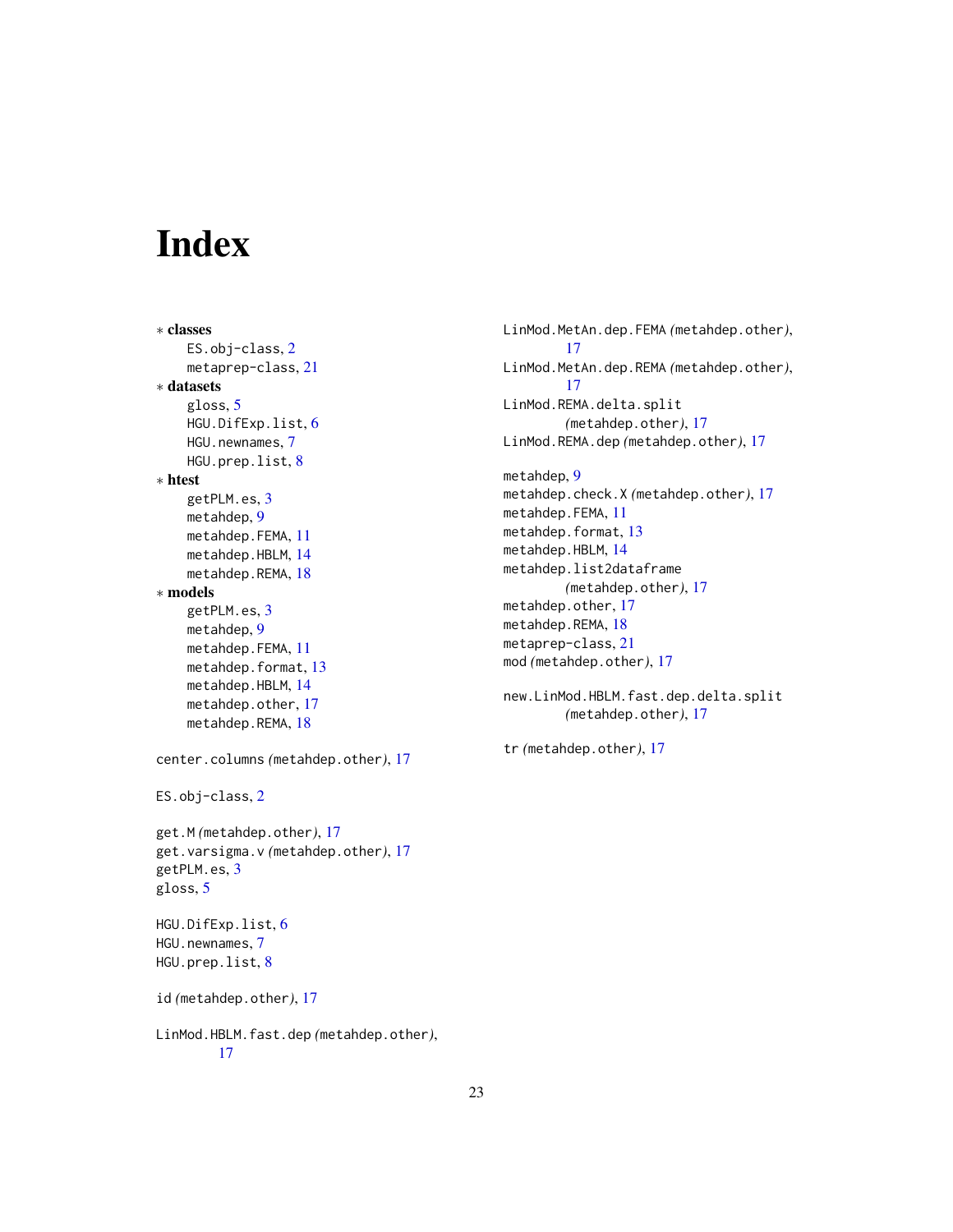# Index

* **classes**
  - ES.obj-class, 2
  - metaprep-class, 21
* **datasets**
  - gloss, 5
  - HGU.DifExp.list, 6
  - HGU.newnames, 7
  - HGU.prep.list, 8
* **htest**
  - getPLM.es, 3
  - metahdep, 9
  - metahdep.FEMA, 11
  - metahdep.HBLM, 14
  - metahdep.REMA, 18
* **models**
  - getPLM.es, 3
  - metahdep, 9
  - metahdep.FEMA, 11
  - metahdep.format, 13
  - metahdep.HBLM, 14
  - metahdep.other, 17
  - metahdep.REMA, 18

center.columns *(*metahdep.other*)*, 17

ES.obj-class, 2

get.M *(*metahdep.other*)*, 17
get.varsigma.v *(*metahdep.other*)*, 17
getPLM.es, 3
gloss, 5

HGU.DifExp.list, 6
HGU.newnames, 7
HGU.prep.list, 8

id *(*metahdep.other*)*, 17

LinMod.HBLM.fast.dep *(*metahdep.other*)*, 17
LinMod.MetAn.dep.FEMA *(*metahdep.other*)*, 17
LinMod.MetAn.dep.REMA *(*metahdep.other*)*, 17
LinMod.REMA.delta.split *(*metahdep.other*)*, 17
LinMod.REMA.dep *(*metahdep.other*)*, 17

metahdep, 9
metahdep.check.X *(*metahdep.other*)*, 17
metahdep.FEMA, 11
metahdep.format, 13
metahdep.HBLM, 14
metahdep.list2dataframe *(*metahdep.other*)*, 17
metahdep.other, 17
metahdep.REMA, 18
metaprep-class, 21
mod *(*metahdep.other*)*, 17

new.LinMod.HBLM.fast.dep.delta.split *(*metahdep.other*)*, 17

tr *(*metahdep.other*)*, 17